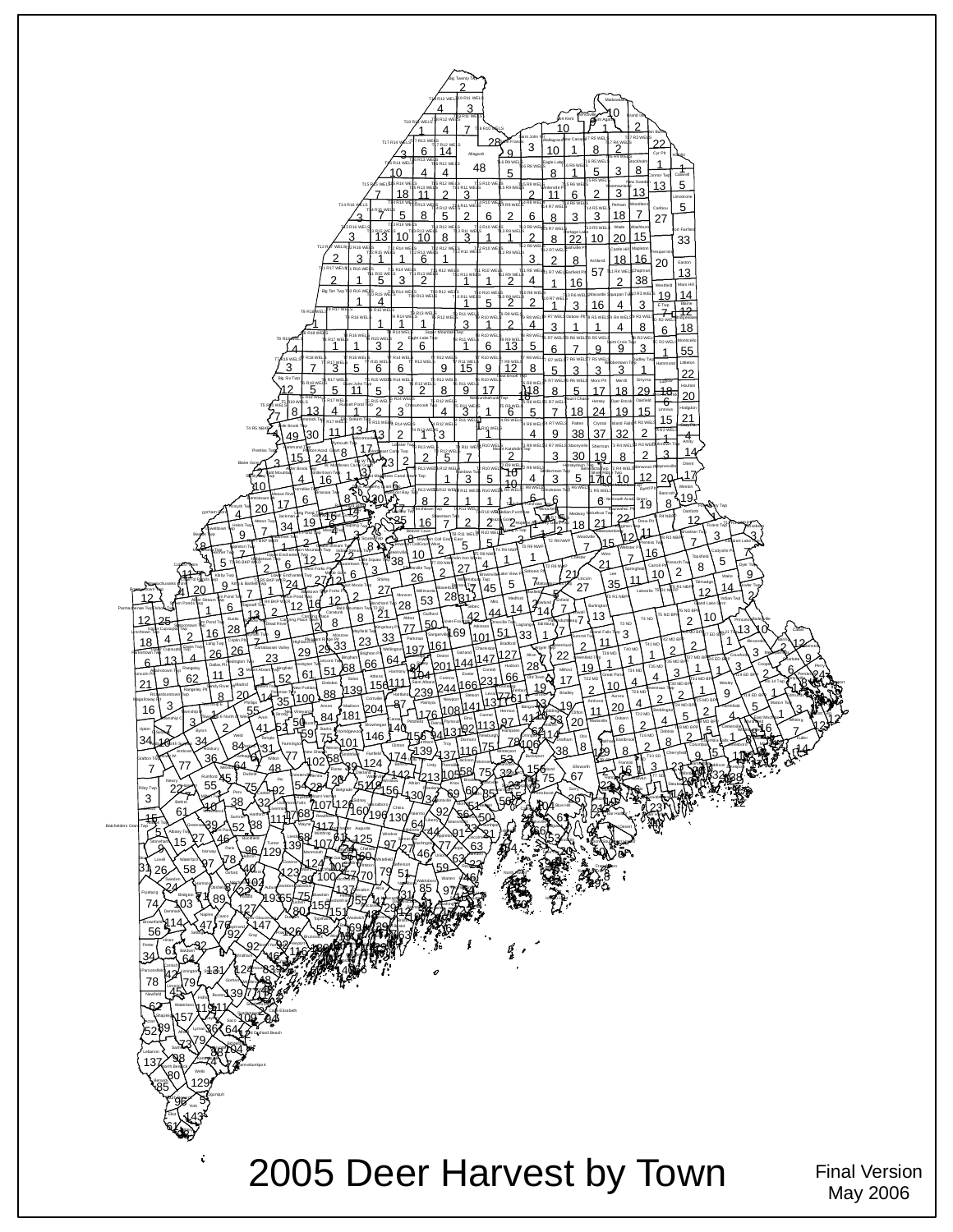# 2005 Deer Harvest by Town

Final Version
May 2006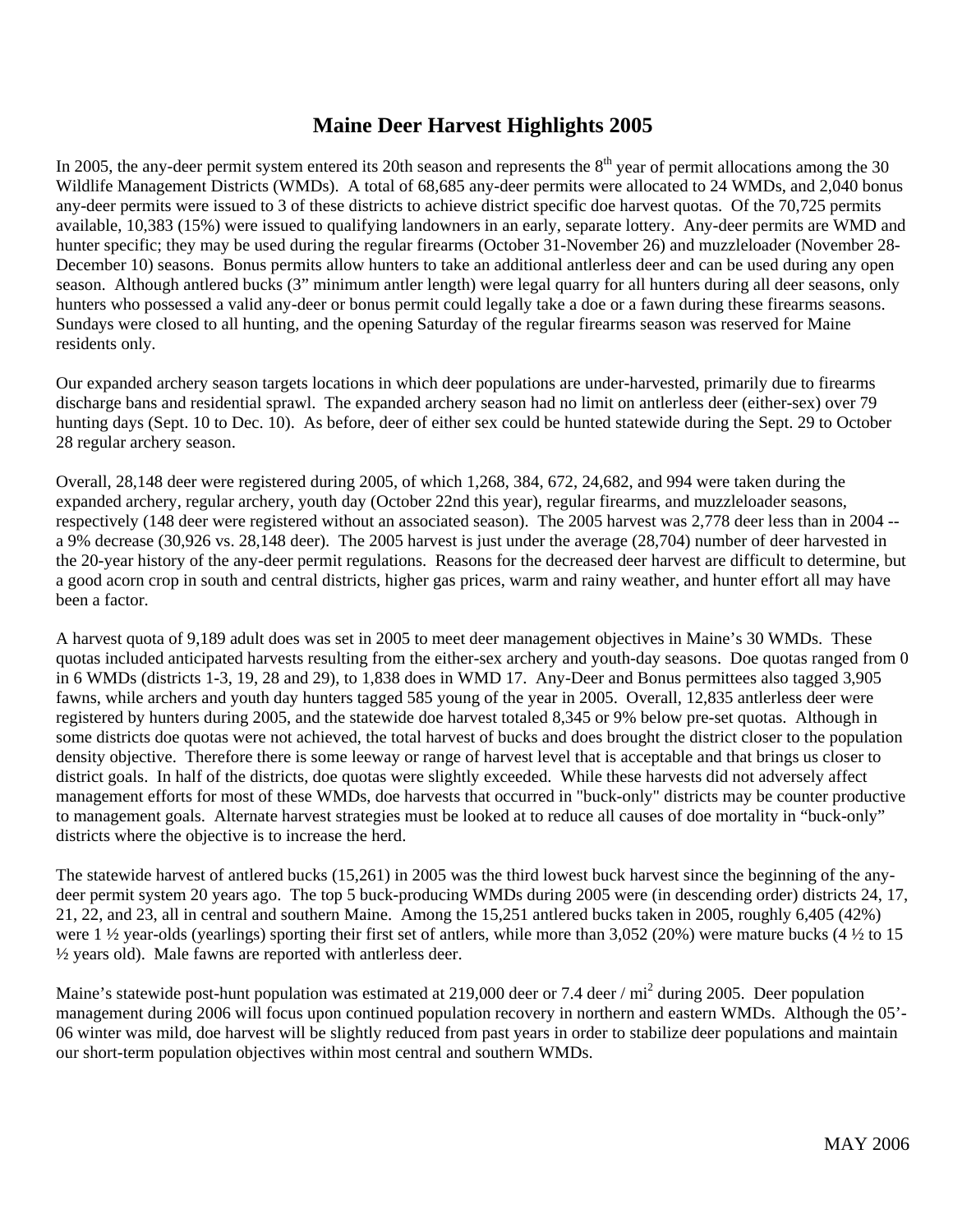# Maine Deer Harvest Highlights 2005

In 2005, the any-deer permit system entered its 20th season and represents the 8th year of permit allocations among the 30 Wildlife Management Districts (WMDs). A total of 68,685 any-deer permits were allocated to 24 WMDs, and 2,040 bonus any-deer permits were issued to 3 of these districts to achieve district specific doe harvest quotas. Of the 70,725 permits available, 10,383 (15%) were issued to qualifying landowners in an early, separate lottery. Any-deer permits are WMD and hunter specific; they may be used during the regular firearms (October 31-November 26) and muzzleloader (November 28-December 10) seasons. Bonus permits allow hunters to take an additional antlerless deer and can be used during any open season. Although antlered bucks (3" minimum antler length) were legal quarry for all hunters during all deer seasons, only hunters who possessed a valid any-deer or bonus permit could legally take a doe or a fawn during these firearms seasons. Sundays were closed to all hunting, and the opening Saturday of the regular firearms season was reserved for Maine residents only.

Our expanded archery season targets locations in which deer populations are under-harvested, primarily due to firearms discharge bans and residential sprawl. The expanded archery season had no limit on antlerless deer (either-sex) over 79 hunting days (Sept. 10 to Dec. 10). As before, deer of either sex could be hunted statewide during the Sept. 29 to October 28 regular archery season.

Overall, 28,148 deer were registered during 2005, of which 1,268, 384, 672, 24,682, and 994 were taken during the expanded archery, regular archery, youth day (October 22nd this year), regular firearms, and muzzleloader seasons, respectively (148 deer were registered without an associated season). The 2005 harvest was 2,778 deer less than in 2004 -- a 9% decrease (30,926 vs. 28,148 deer). The 2005 harvest is just under the average (28,704) number of deer harvested in the 20-year history of the any-deer permit regulations. Reasons for the decreased deer harvest are difficult to determine, but a good acorn crop in south and central districts, higher gas prices, warm and rainy weather, and hunter effort all may have been a factor.

A harvest quota of 9,189 adult does was set in 2005 to meet deer management objectives in Maine's 30 WMDs. These quotas included anticipated harvests resulting from the either-sex archery and youth-day seasons. Doe quotas ranged from 0 in 6 WMDs (districts 1-3, 19, 28 and 29), to 1,838 does in WMD 17. Any-Deer and Bonus permittees also tagged 3,905 fawns, while archers and youth day hunters tagged 585 young of the year in 2005. Overall, 12,835 antlerless deer were registered by hunters during 2005, and the statewide doe harvest totaled 8,345 or 9% below pre-set quotas. Although in some districts doe quotas were not achieved, the total harvest of bucks and does brought the district closer to the population density objective. Therefore there is some leeway or range of harvest level that is acceptable and that brings us closer to district goals. In half of the districts, doe quotas were slightly exceeded. While these harvests did not adversely affect management efforts for most of these WMDs, doe harvests that occurred in "buck-only" districts may be counter productive to management goals. Alternate harvest strategies must be looked at to reduce all causes of doe mortality in "buck-only" districts where the objective is to increase the herd.

The statewide harvest of antlered bucks (15,261) in 2005 was the third lowest buck harvest since the beginning of the any-deer permit system 20 years ago. The top 5 buck-producing WMDs during 2005 were (in descending order) districts 24, 17, 21, 22, and 23, all in central and southern Maine. Among the 15,251 antlered bucks taken in 2005, roughly 6,405 (42%) were 1 ½ year-olds (yearlings) sporting their first set of antlers, while more than 3,052 (20%) were mature bucks (4 ½ to 15 ½ years old). Male fawns are reported with antlerless deer.

Maine's statewide post-hunt population was estimated at 219,000 deer or 7.4 deer / $mi^2$ during 2005. Deer population management during 2006 will focus upon continued population recovery in northern and eastern WMDs. Although the 05'-06 winter was mild, doe harvest will be slightly reduced from past years in order to stabilize deer populations and maintain our short-term population objectives within most central and southern WMDs.

MAY 2006